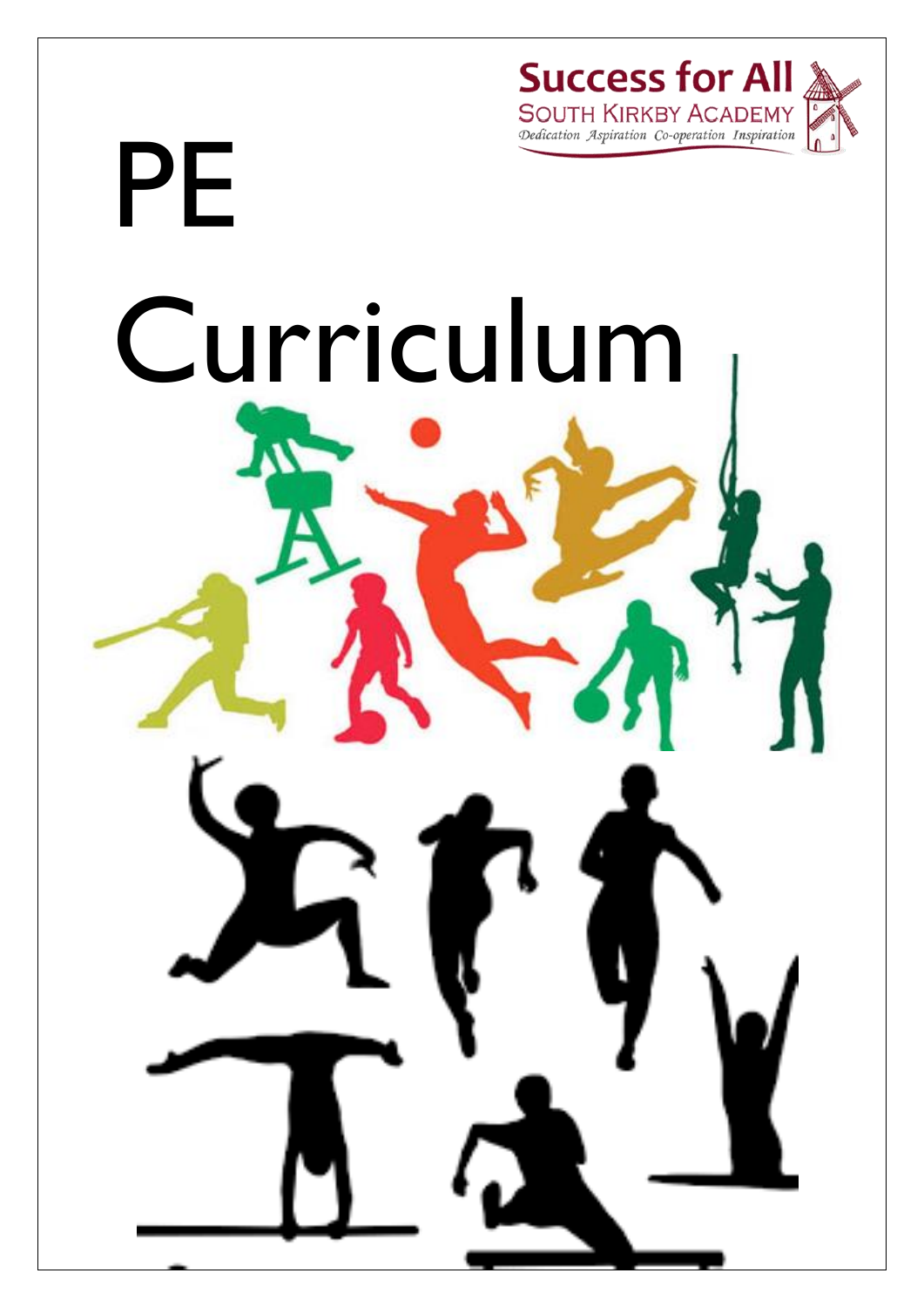Success for All
SOUTH KIRKBY ACADEMY
*Dedication Aspiration Co-operation Inspiration*

# PE Curriculum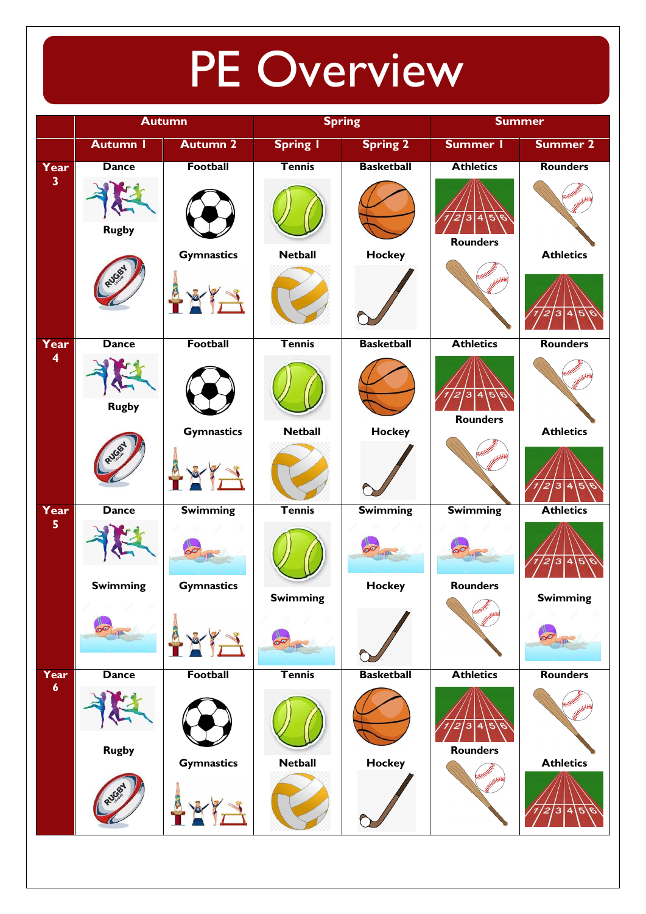# PE Overview

| | Autumn | | Spring | | Summer | |
|---|---|---|---|---|---|---|
| | Autumn 1 | Autumn 2 | Spring 1 | Spring 2 | Summer 1 | Summer 2 |
| Year 3 | Dance<br>Rugby | Football<br>Gymnastics | Tennis<br>Netball | Basketball<br>Hockey | Athletics<br>Rounders | Rounders<br>Athletics |
| Year 4 | Dance<br>Rugby | Football<br>Gymnastics | Tennis<br>Netball | Basketball<br>Hockey | Athletics<br>Rounders | Rounders<br>Athletics |
| Year 5 | Dance<br>Swimming | Swimming<br>Gymnastics | Tennis<br>Swimming | Swimming<br>Hockey | Swimming<br>Rounders | Athletics<br>Swimming |
| Year 6 | Dance<br>Rugby | Football<br>Gymnastics | Tennis<br>Netball | Basketball<br>Hockey | Athletics<br>Rounders | Rounders<br>Athletics |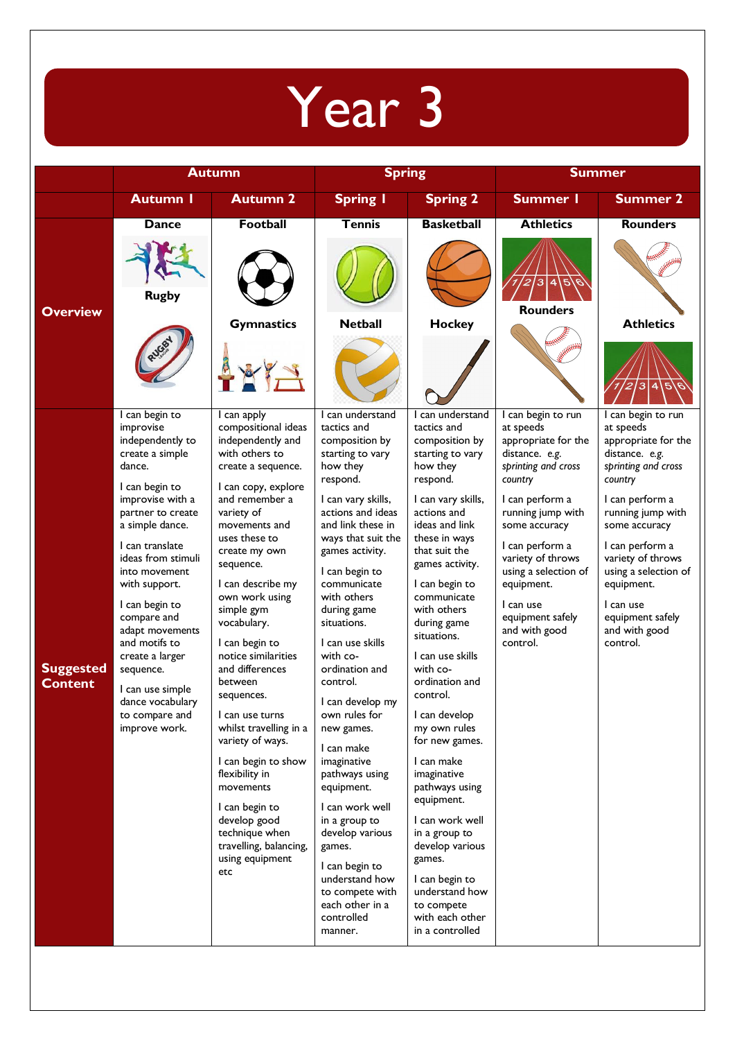# Year 3

| | Autumn | | Spring | | Summer | |
|---|---|---|---|---|---|---|
| | **Autumn 1** | **Autumn 2** | **Spring 1** | **Spring 2** | **Summer 1** | **Summer 2** |
| **Overview** | **Dance**<br><br>**Rugby** | **Football**<br><br>**Gymnastics** | **Tennis**<br><br>**Netball** | **Basketball**<br><br>**Hockey** | **Athletics**<br><br>**Rounders** | **Rounders**<br><br>**Athletics** |
| **Suggested Content** | I can begin to improve independently to create a simple dance.<br><br>I can begin to improvise with a partner to create a simple dance.<br><br>I can translate ideas from stimuli into movement with support.<br><br>I can begin to compare and adapt movements and motifs to create a larger sequence.<br><br>I can use simple dance vocabulary to compare and improve work. | I can apply compositional ideas independently and with others to create a sequence.<br><br>I can copy, explore and remember a variety of movements and uses these to create my own sequence.<br><br>I can describe my own work using simple gym vocabulary.<br><br>I can begin to notice similarities and differences between sequences.<br><br>I can use turns whilst travelling in a variety of ways.<br><br>I can begin to show flexibility in movements<br><br>I can begin to develop good technique when travelling, balancing, using equipment etc | I can understand tactics and composition by starting to vary how they respond.<br><br>I can vary skills, actions and ideas and link these in ways that suit the games activity.<br><br>I can begin to communicate with others during game situations.<br><br>I can use skills with co-ordination and control.<br><br>I can develop my own rules for new games.<br><br>I can make imaginative pathways using equipment.<br><br>I can work well in a group to develop various games.<br><br>I can begin to understand how to compete with each other in a controlled manner. | I can understand tactics and composition by starting to vary how they respond.<br><br>I can vary skills, actions and ideas and link these in ways that suit the games activity.<br><br>I can begin to communicate with others during game situations.<br><br>I can use skills with co-ordination and control.<br><br>I can develop my own rules for new games.<br><br>I can make imaginative pathways using equipment.<br><br>I can work well in a group to develop various games.<br><br>I can begin to understand how to compete with each other in a controlled | I can begin to run at speeds appropriate for the distance. e.g. *sprinting and cross country*<br><br>I can perform a running jump with some accuracy<br><br>I can perform a variety of throws using a selection of equipment.<br><br>I can use equipment safely and with good control. | I can begin to run at speeds appropriate for the distance. e.g. *sprinting and cross country*<br><br>I can perform a running jump with some accuracy<br><br>I can perform a variety of throws using a selection of equipment.<br><br>I can use equipment safely and with good control. |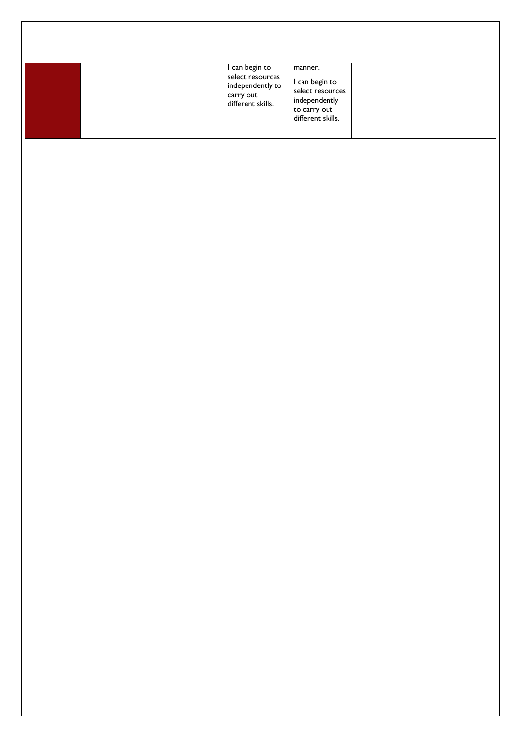| | | | | | | |
|---|---|---|---|---|---|---|
| | | | I can begin to select resources independently to carry out different skills. | manner.<br><br>I can begin to select resources independently to carry out different skills. | | |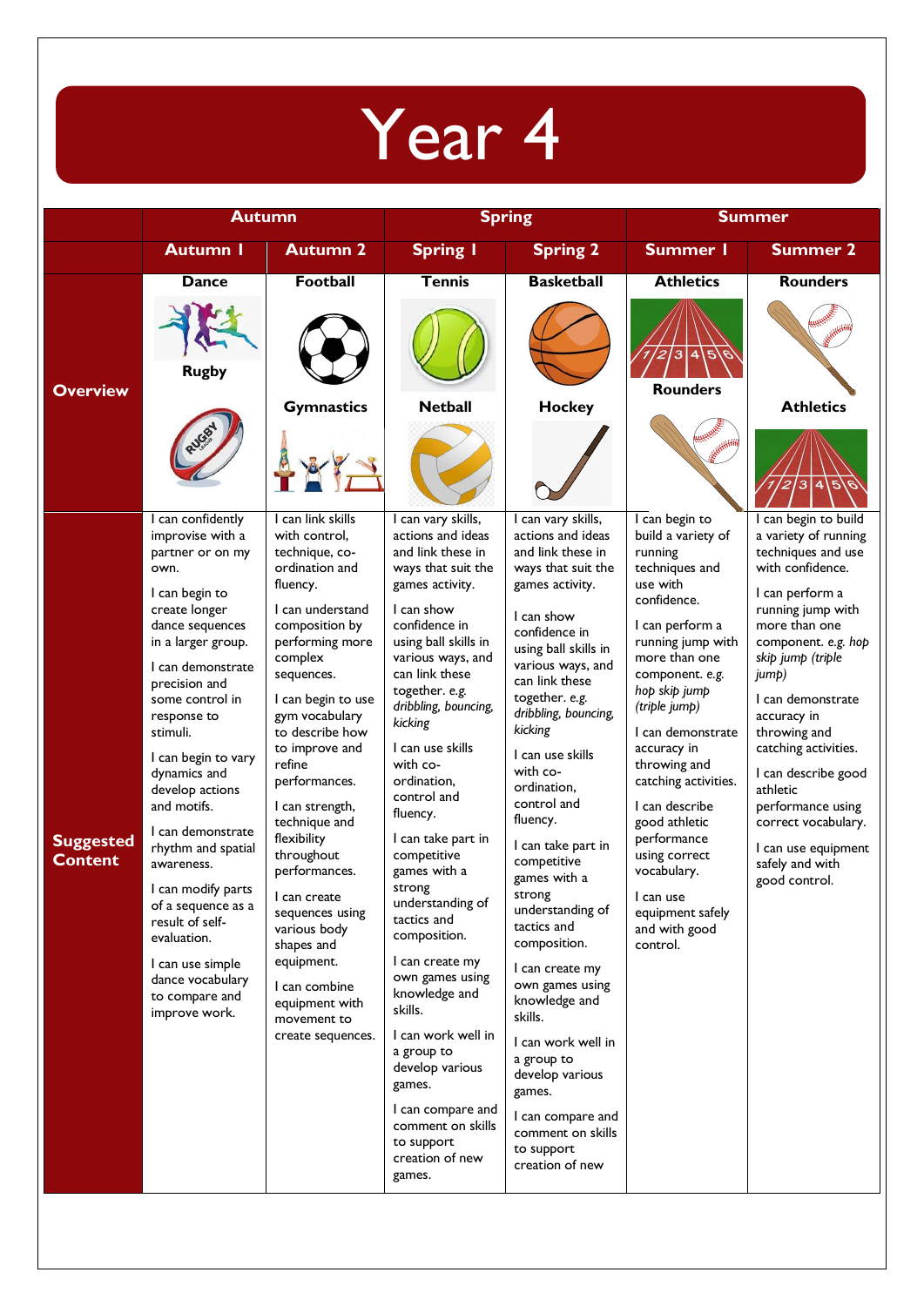# Year 4

| | Autumn | | Spring | | Summer | |
|---|---|---|---|---|---|---|
| | **Autumn 1** | **Autumn 2** | **Spring 1** | **Spring 2** | **Summer 1** | **Summer 2** |
| **Overview** | **Dance**<br><br>**Rugby** | **Football**<br><br>**Gymnastics** | **Tennis**<br><br>**Netball** | **Basketball**<br><br>**Hockey** | **Athletics**<br><br>**Rounders** | **Rounders**<br><br>**Athletics** |
| **Suggested Content** | I can confidently improvise with a partner or on my own.<br><br>I can begin to create longer dance sequences in a larger group.<br><br>I can demonstrate precision and some control in response to stimuli.<br><br>I can begin to vary dynamics and develop actions and motifs.<br><br>I can demonstrate rhythm and spatial awareness.<br><br>I can modify parts of a sequence as a result of self-evaluation.<br><br>I can use simple dance vocabulary to compare and improve work. | I can link skills with control, technique, co-ordination and fluency.<br><br>I can understand composition by performing more complex sequences.<br><br>I can begin to use gym vocabulary to describe how to improve and refine performances.<br><br>I can strength, technique and flexibility throughout performances.<br><br>I can create sequences using various body shapes and equipment.<br><br>I can combine equipment with movement to create sequences. | I can vary skills, actions and ideas and link these in ways that suit the games activity.<br><br>I can show confidence in using ball skills in various ways, and can link these together. e.g. *dribbling, bouncing, kicking*<br><br>I can use skills with co-ordination, control and fluency.<br><br>I can take part in competitive games with a strong understanding of tactics and composition.<br><br>I can create my own games using knowledge and skills.<br><br>I can work well in a group to develop various games.<br><br>I can compare and comment on skills to support creation of new games. | I can vary skills, actions and ideas and link these in ways that suit the games activity.<br><br>I can show confidence in using ball skills in various ways, and can link these together. e.g. *dribbling, bouncing, kicking*<br><br>I can use skills with co-ordination, control and fluency.<br><br>I can take part in competitive games with a strong understanding of tactics and composition.<br><br>I can create my own games using knowledge and skills.<br><br>I can work well in a group to develop various games.<br><br>I can compare and comment on skills to support creation of new | I can begin to build a variety of running techniques and use with confidence.<br><br>I can perform a running jump with more than one component. e.g. *hop skip jump (triple jump)*<br><br>I can demonstrate accuracy in throwing and catching activities.<br><br>I can describe good athletic performance using correct vocabulary.<br><br>I can use equipment safely and with good control. | I can begin to build a variety of running techniques and use with confidence.<br><br>I can perform a running jump with more than one component. e.g. *hop skip jump (triple jump)*<br><br>I can demonstrate accuracy in throwing and catching activities.<br><br>I can describe good athletic performance using correct vocabulary.<br><br>I can use equipment safely and with good control. |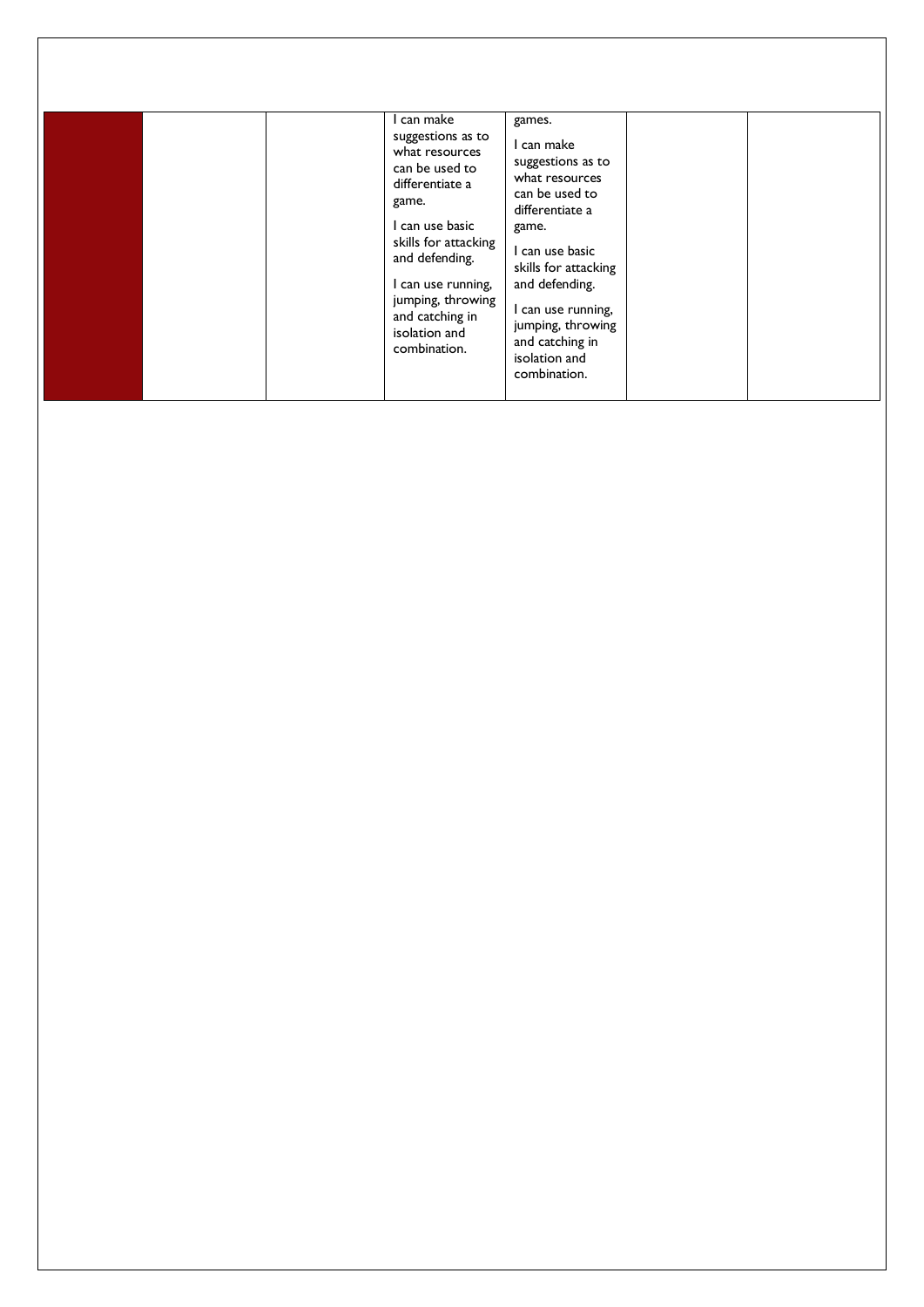| | | | | | | |
|---|---|---|---|---|---|---|
| | | | I can make suggestions as to what resources can be used to differentiate a game.<br><br>I can use basic skills for attacking and defending.<br><br>I can use running, jumping, throwing and catching in isolation and combination. | games.<br><br>I can make suggestions as to what resources can be used to differentiate a game.<br><br>I can use basic skills for attacking and defending.<br><br>I can use running, jumping, throwing and catching in isolation and combination. | | |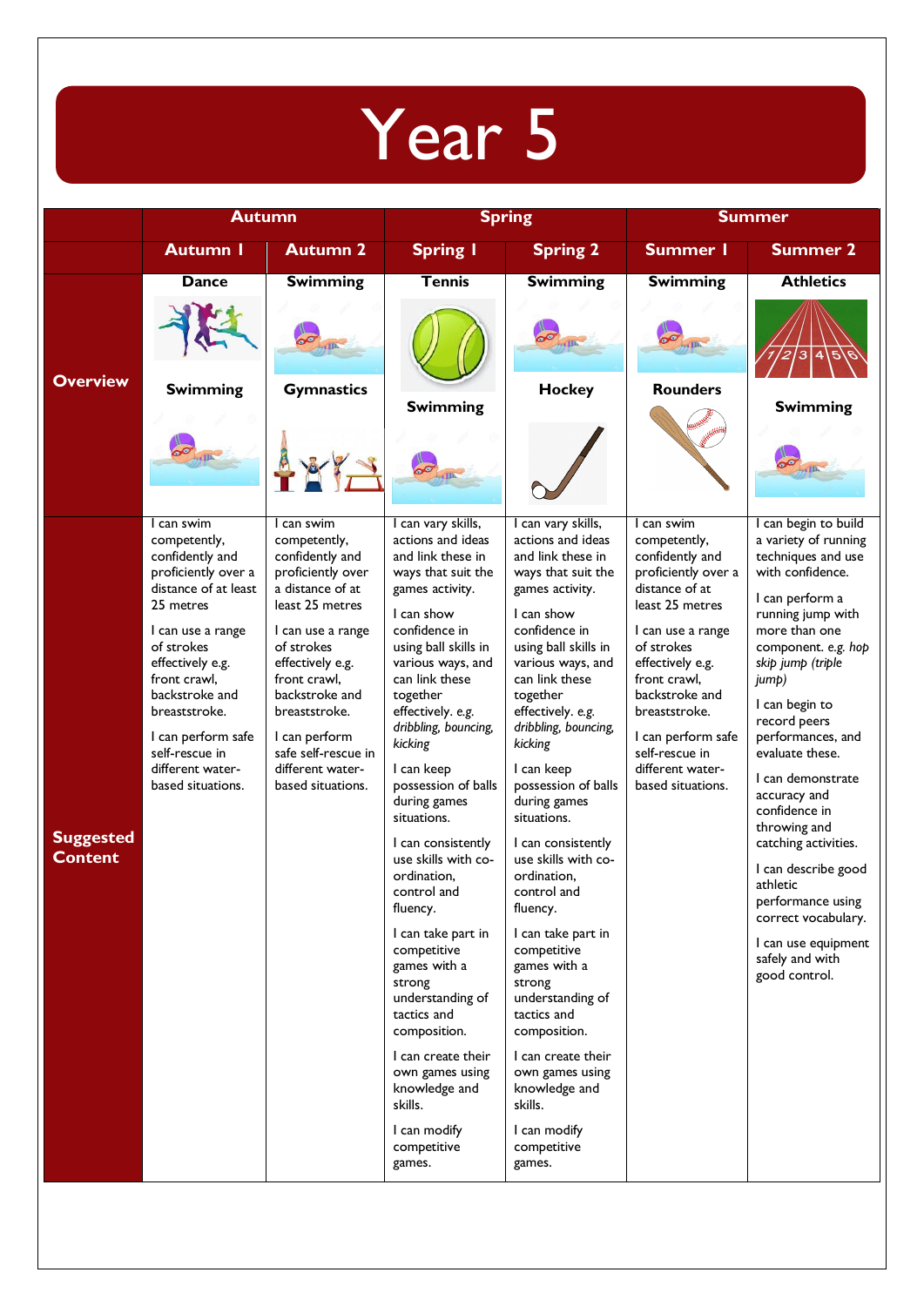# Year 5

| | Autumn | | Spring | | Summer | |
|---|---|---|---|---|---|---|
| | **Autumn 1** | **Autumn 2** | **Spring 1** | **Spring 2** | **Summer 1** | **Summer 2** |
| **Overview** | Dance<br><br>Swimming | Swimming<br><br>Gymnastics | Tennis<br><br>Swimming | Swimming<br><br>Hockey | Swimming<br><br>Rounders | Athletics<br><br>Swimming |
| **Suggested Content** | I can swim competently, confidently and proficiently over a distance of at least 25 metres<br><br>I can use a range of strokes effectively e.g. front crawl, backstroke and breaststroke.<br><br>I can perform safe self-rescue in different water-based situations. | I can swim competently, confidently and proficiently over a distance of at least 25 metres<br><br>I can use a range of strokes effectively e.g. front crawl, backstroke and breaststroke.<br><br>I can perform safe self-rescue in different water-based situations. | I can vary skills, actions and ideas and link these in ways that suit the games activity.<br><br>I can show confidence in using ball skills in various ways, and can link these together effectively. *e.g. dribbling, bouncing, kicking*<br><br>I can keep possession of balls during games situations.<br><br>I can consistently use skills with co-ordination, control and fluency.<br><br>I can take part in competitive games with a strong understanding of tactics and composition.<br><br>I can create their own games using knowledge and skills.<br><br>I can modify competitive games. | I can vary skills, actions and ideas and link these in ways that suit the games activity.<br><br>I can show confidence in using ball skills in various ways, and can link these together effectively. *e.g. dribbling, bouncing, kicking*<br><br>I can keep possession of balls during games situations.<br><br>I can consistently use skills with co-ordination, control and fluency.<br><br>I can take part in competitive games with a strong understanding of tactics and composition.<br><br>I can create their own games using knowledge and skills.<br><br>I can modify competitive games. | I can swim competently, confidently and proficiently over a distance of at least 25 metres<br><br>I can use a range of strokes effectively e.g. front crawl, backstroke and breaststroke.<br><br>I can perform safe self-rescue in different water-based situations. | I can begin to build a variety of running techniques and use with confidence.<br><br>I can perform a running jump with more than one component. *e.g. hop skip jump (triple jump)*<br><br>I can begin to record peers performances, and evaluate these.<br><br>I can demonstrate accuracy and confidence in throwing and catching activities.<br><br>I can describe good athletic performance using correct vocabulary.<br><br>I can use equipment safely and with good control. |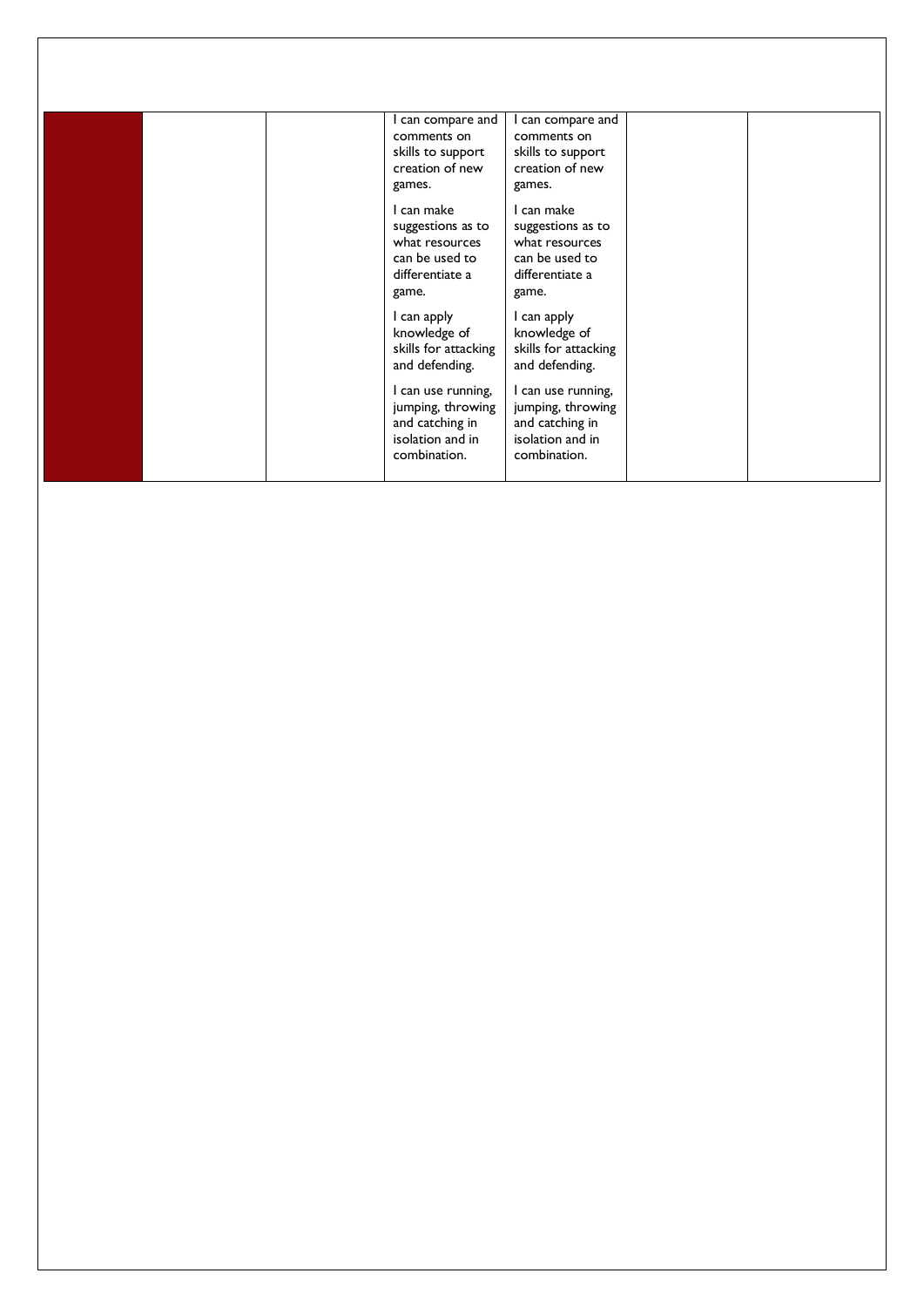|  |  |  |  |  |  |  |
|---|---|---|---|---|---|---|
|  |  |  | I can compare and comments on skills to support creation of new games.<br><br>I can make suggestions as to what resources can be used to differentiate a game.<br><br>I can apply knowledge of skills for attacking and defending.<br><br>I can use running, jumping, throwing and catching in isolation and in combination. | I can compare and comments on skills to support creation of new games.<br><br>I can make suggestions as to what resources can be used to differentiate a game.<br><br>I can apply knowledge of skills for attacking and defending.<br><br>I can use running, jumping, throwing and catching in isolation and in combination. |  |  |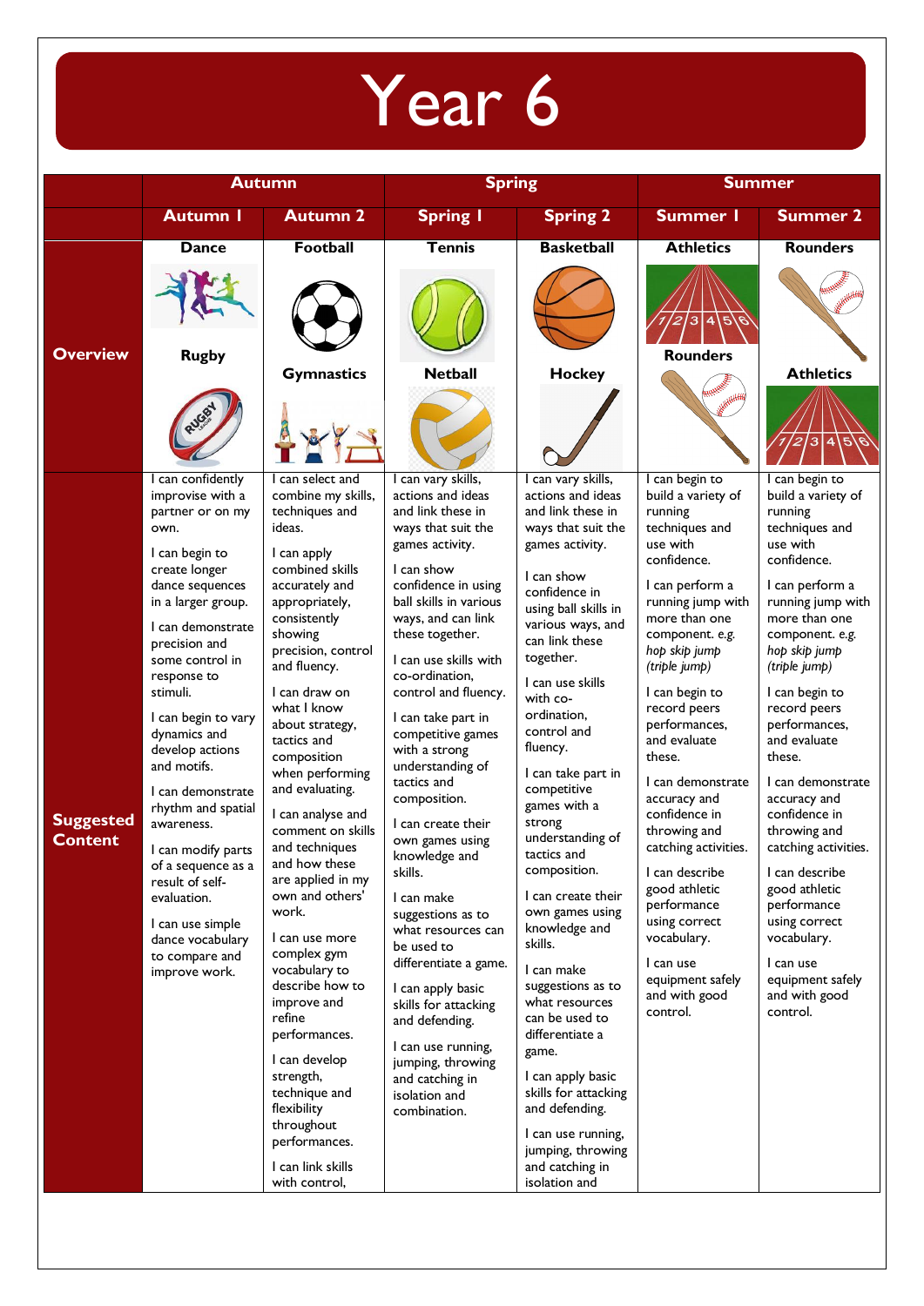# Year 6

| | Autumn | | Spring | | Summer | |
|---|---|---|---|---|---|---|
| | **Autumn 1** | **Autumn 2** | **Spring 1** | **Spring 2** | **Summer 1** | **Summer 2** |
| **Overview** | **Dance**<br><br>**Rugby** | **Football**<br><br>**Gymnastics** | **Tennis**<br><br>**Netball** | **Basketball**<br><br>**Hockey** | **Athletics**<br><br>**Rounders** | **Rounders**<br><br>**Athletics** |
| **Suggested Content** | I can confidently improvise with a partner or on my own.<br><br>I can begin to create longer dance sequences in a larger group.<br><br>I can demonstrate precision and some control in response to stimuli.<br><br>I can begin to vary dynamics and develop actions and motifs.<br><br>I can demonstrate rhythm and spatial awareness.<br><br>I can modify parts of a sequence as a result of self-evaluation.<br><br>I can use simple dance vocabulary to compare and improve work. | I can select and combine my skills, techniques and ideas.<br><br>I can apply combined skills accurately and appropriately, consistently showing precision, control and fluency.<br><br>I can draw on what I know about strategy, tactics and composition when performing and evaluating.<br><br>I can analyse and comment on skills and techniques and how these are applied in my own and others' work.<br><br>I can use more complex gym vocabulary to describe how to improve and refine performances.<br><br>I can develop strength, technique and flexibility throughout performances.<br><br>I can link skills with control, | I can vary skills, actions and ideas and link these in ways that suit the games activity.<br><br>I can show confidence in using ball skills in various ways, and can link these together.<br><br>I can use skills with co-ordination, control and fluency.<br><br>I can take part in competitive games with a strong understanding of tactics and composition.<br><br>I can create their own games using knowledge and skills.<br><br>I can make suggestions as to what resources can be used to differentiate a game.<br><br>I can apply basic skills for attacking and defending.<br><br>I can use running, jumping, throwing and catching in isolation and combination. | I can vary skills, actions and ideas and link these in ways that suit the games activity.<br><br>I can show confidence in using ball skills in various ways, and can link these together.<br><br>I can use skills with co-ordination, control and fluency.<br><br>I can take part in competitive games with a strong understanding of tactics and composition.<br><br>I can create their own games using knowledge and skills.<br><br>I can make suggestions as to what resources can be used to differentiate a game.<br><br>I can apply basic skills for attacking and defending.<br><br>I can use running, jumping, throwing and catching in isolation and | I can begin to build a variety of running techniques and use with confidence.<br><br>I can perform a running jump with more than one component. *e.g. hop skip jump (triple jump)*<br><br>I can begin to record peers performances, and evaluate these.<br><br>I can demonstrate accuracy and confidence in throwing and catching activities.<br><br>I can describe good athletic performance using correct vocabulary.<br><br>I can use equipment safely and with good control. | I can begin to build a variety of running techniques and use with confidence.<br><br>I can perform a running jump with more than one component. *e.g. hop skip jump (triple jump)*<br><br>I can begin to record peers performances, and evaluate these.<br><br>I can demonstrate accuracy and confidence in throwing and catching activities.<br><br>I can describe good athletic performance using correct vocabulary.<br><br>I can use equipment safely and with good control. |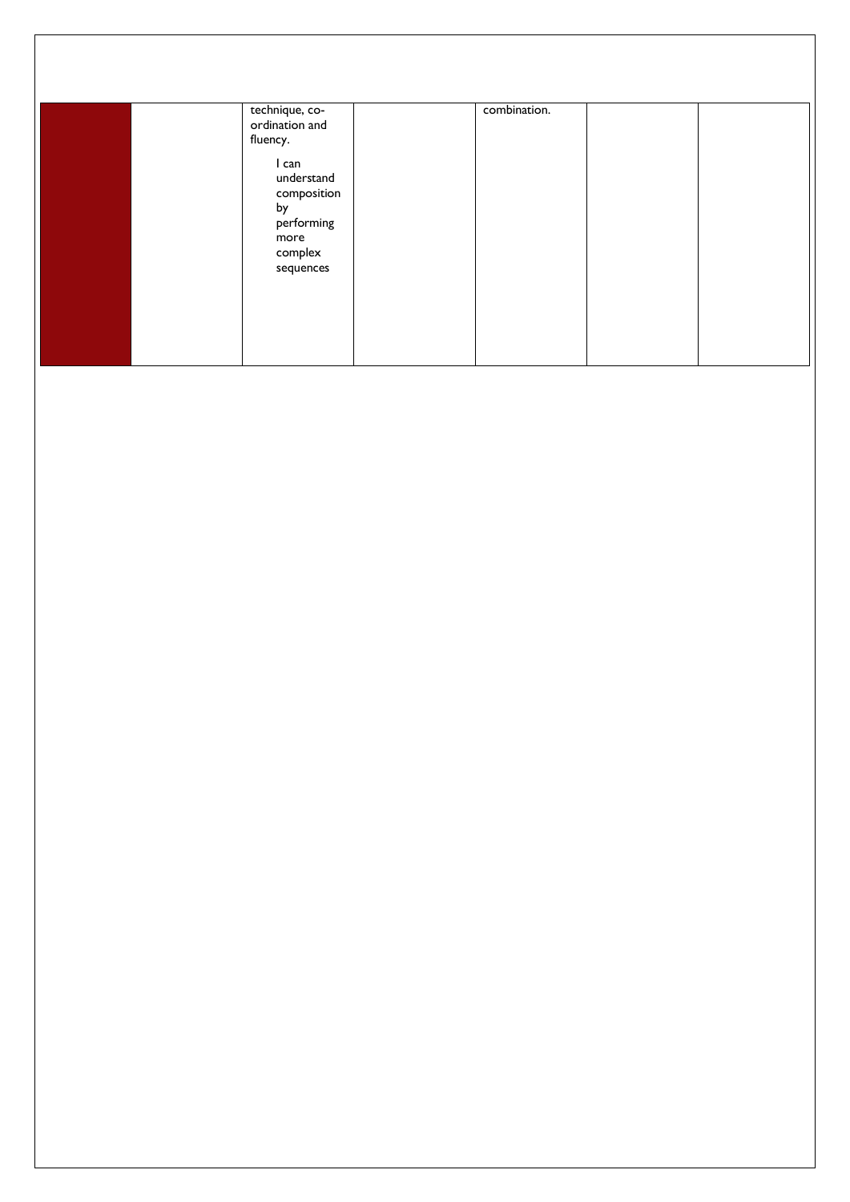| | | | | | | |
|---|---|---|---|---|---|---|
| | | technique, co-ordination and fluency.<br><br>I can understand composition by performing more complex sequences | | combination. | | |